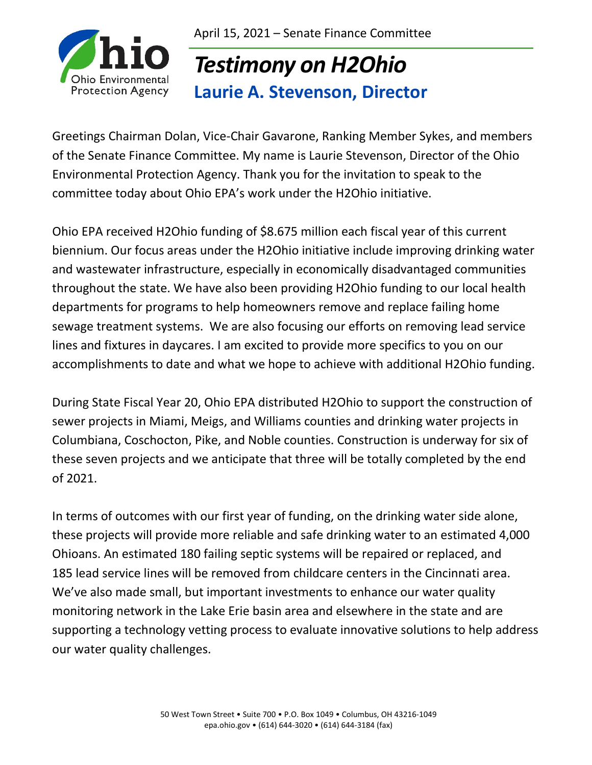April 15, 2021 – Senate Finance Committee

# *Testimony on H2Ohio*

## Laurie A. Stevenson, Director

Greetings Chairman Dolan, Vice-Chair Gavarone, Ranking Member Sykes, and members of the Senate Finance Committee. My name is Laurie Stevenson, Director of the Ohio Environmental Protection Agency. Thank you for the invitation to speak to the committee today about Ohio EPA's work under the H2Ohio initiative.

Ohio EPA received H2Ohio funding of $8.675 million each fiscal year of this current biennium. Our focus areas under the H2Ohio initiative include improving drinking water and wastewater infrastructure, especially in economically disadvantaged communities throughout the state. We have also been providing H2Ohio funding to our local health departments for programs to help homeowners remove and replace failing home sewage treatment systems. We are also focusing our efforts on removing lead service lines and fixtures in daycares. I am excited to provide more specifics to you on our accomplishments to date and what we hope to achieve with additional H2Ohio funding.

During State Fiscal Year 20, Ohio EPA distributed H2Ohio to support the construction of sewer projects in Miami, Meigs, and Williams counties and drinking water projects in Columbiana, Coschocton, Pike, and Noble counties. Construction is underway for six of these seven projects and we anticipate that three will be totally completed by the end of 2021.

In terms of outcomes with our first year of funding, on the drinking water side alone, these projects will provide more reliable and safe drinking water to an estimated 4,000 Ohioans. An estimated 180 failing septic systems will be repaired or replaced, and 185 lead service lines will be removed from childcare centers in the Cincinnati area. We've also made small, but important investments to enhance our water quality monitoring network in the Lake Erie basin area and elsewhere in the state and are supporting a technology vetting process to evaluate innovative solutions to help address our water quality challenges.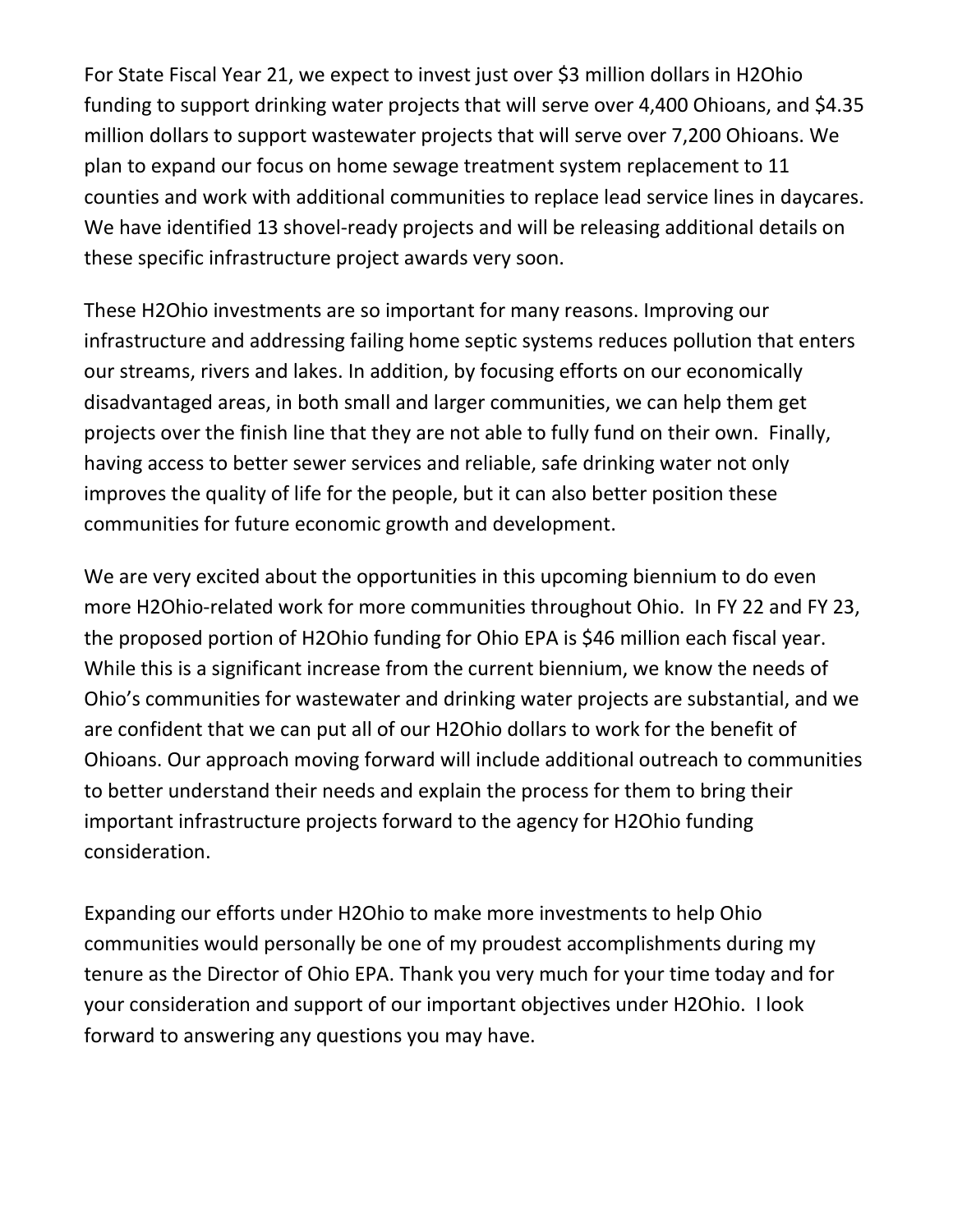For State Fiscal Year 21, we expect to invest just over $3 million dollars in H2Ohio funding to support drinking water projects that will serve over 4,400 Ohioans, and $4.35 million dollars to support wastewater projects that will serve over 7,200 Ohioans. We plan to expand our focus on home sewage treatment system replacement to 11 counties and work with additional communities to replace lead service lines in daycares. We have identified 13 shovel-ready projects and will be releasing additional details on these specific infrastructure project awards very soon.

These H2Ohio investments are so important for many reasons. Improving our infrastructure and addressing failing home septic systems reduces pollution that enters our streams, rivers and lakes. In addition, by focusing efforts on our economically disadvantaged areas, in both small and larger communities, we can help them get projects over the finish line that they are not able to fully fund on their own. Finally, having access to better sewer services and reliable, safe drinking water not only improves the quality of life for the people, but it can also better position these communities for future economic growth and development.

We are very excited about the opportunities in this upcoming biennium to do even more H2Ohio-related work for more communities throughout Ohio. In FY 22 and FY 23, the proposed portion of H2Ohio funding for Ohio EPA is $46 million each fiscal year. While this is a significant increase from the current biennium, we know the needs of Ohio's communities for wastewater and drinking water projects are substantial, and we are confident that we can put all of our H2Ohio dollars to work for the benefit of Ohioans. Our approach moving forward will include additional outreach to communities to better understand their needs and explain the process for them to bring their important infrastructure projects forward to the agency for H2Ohio funding consideration.

Expanding our efforts under H2Ohio to make more investments to help Ohio communities would personally be one of my proudest accomplishments during my tenure as the Director of Ohio EPA. Thank you very much for your time today and for your consideration and support of our important objectives under H2Ohio. I look forward to answering any questions you may have.